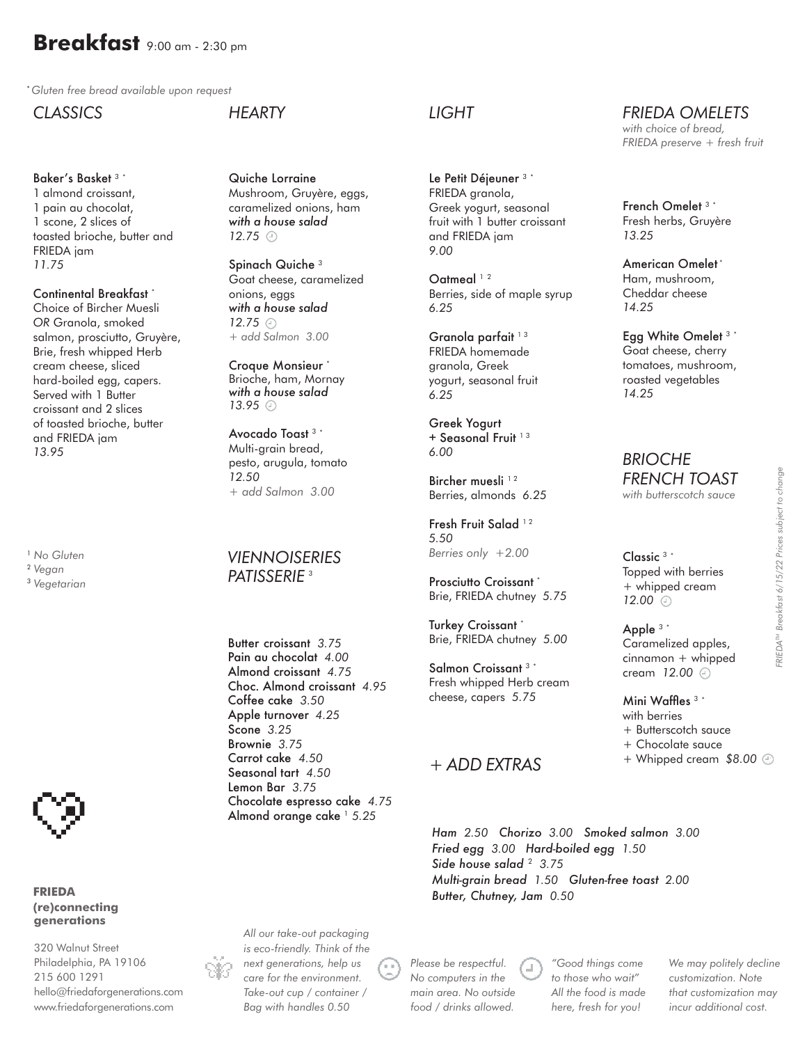# Breakfast 9:00 am - 2:30 pm

*Gluten free bread available upon request

## CLASSICS

**Baker's Basket** [3] *
1 almond croissant, 1 pain au chocolat, 1 scone, 2 slices of toasted brioche, butter and FRIEDA jam
*11.75*

**Continental Breakfast** *
Choice of Bircher Muesli *OR* Granola, smoked salmon, prosciutto, Gruyère, Brie, fresh whipped Herb cream cheese, sliced hard-boiled egg, capers. Served with 1 Butter croissant and 2 slices of toasted brioche, butter and FRIEDA jam
*13.95*

[1] *No Gluten*
[2] *Vegan*
[3] *Vegetarian*

## HEARTY

**Quiche Lorraine**
Mushroom, Gruyère, eggs, caramelized onions, ham
***with a house salad***
*12.75*

**Spinach Quiche** [3]
Goat cheese, caramelized onions, eggs
***with a house salad***
*12.75*
*+ add Salmon 3.00*

**Croque Monsieur** *
Brioche, ham, Mornay
***with a house salad***
*13.95*

**Avocado Toast** [3] *
Multi-grain bread, pesto, arugula, tomato
*12.50*
*+ add Salmon 3.00*

## VIENNOISERIES PATISSERIE [3]

**Butter croissant** *3.75*
**Pain au chocolat** *4.00*
**Almond croissant** *4.75*
**Choc. Almond croissant** *4.95*
**Coffee cake** *3.50*
**Apple turnover** *4.25*
**Scone** *3.25*
**Brownie** *3.75*
**Carrot cake** *4.50*
**Seasonal tart** *4.50*
**Lemon Bar** *3.75*
**Chocolate espresso cake** *4.75*
**Almond orange cake** [1] *5.25*

## LIGHT

**Le Petit Déjeuner** [3] *
FRIEDA granola, Greek yogurt, seasonal fruit with 1 butter croissant and FRIEDA jam
*9.00*

**Oatmeal** [1 2]
Berries, side of maple syrup
*6.25*

**Granola parfait** [1 3]
FRIEDA homemade granola, Greek yogurt, seasonal fruit
*6.25*

**Greek Yogurt + Seasonal Fruit** [1 3]
*6.00*

**Bircher muesli** [1 2]
Berries, almonds *6.25*

**Fresh Fruit Salad** [1 2]
*5.50*
*Berries only +2.00*

**Prosciutto Croissant** *
Brie, FRIEDA chutney *5.75*

**Turkey Croissant** *
Brie, FRIEDA chutney *5.00*

**Salmon Croissant** [3] *
Fresh whipped Herb cream cheese, capers *5.75*

## FRIEDA OMELETS

*with choice of bread, FRIEDA preserve + fresh fruit*

**French Omelet** [3] *
Fresh herbs, Gruyère
*13.25*

**American Omelet** *
Ham, mushroom, Cheddar cheese
*14.25*

**Egg White Omelet** [3] *
Goat cheese, cherry tomatoes, mushroom, roasted vegetables
*14.25*

## BRIOCHE FRENCH TOAST

*with butterscotch sauce*

**Classic** [3] *
Topped with berries + whipped cream
*12.00*

**Apple** [3] *
Caramelized apples, cinnamon + whipped cream *12.00*

**Mini Waffles** [3] *
with berries
+ Butterscotch sauce
+ Chocolate sauce
+ Whipped cream *$8.00*

## + ADD EXTRAS

*Ham 2.50 Chorizo 3.00 Smoked salmon 3.00*
*Fried egg 3.00 Hard-boiled egg 1.50*
*Side house salad [2] 3.75*
*Multi-grain bread 1.50 Gluten-free toast 2.00*
*Butter, Chutney, Jam 0.50*

*FRIEDA™ Breakfast 6/15/22 Prices subject to change*

**FRIEDA**
**(re)connecting generations**

320 Walnut Street
Philadelphia, PA 19106
215 600 1291
hello@friedaforgenerations.com
www.friedaforgenerations.com

*All our take-out packaging is eco-friendly. Think of the next generations, help us care for the environment. Take-out cup / container / Bag with handles 0.50*

*Please be respectful. No computers in the main area. No outside food / drinks allowed.*

*"Good things come to those who wait" All the food is made here, fresh for you!*

*We may politely decline customization. Note that customization may incur additional cost.*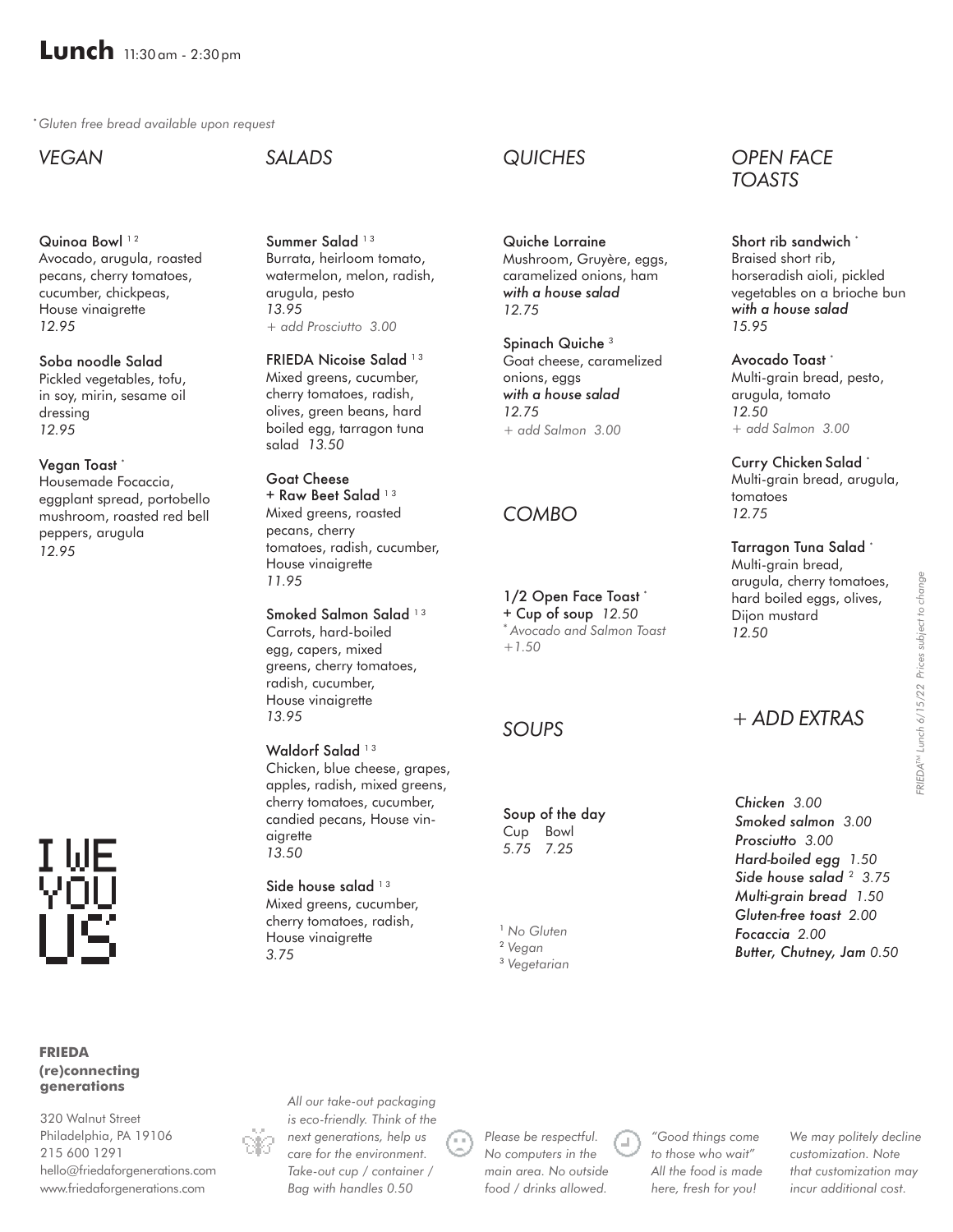# Lunch 11:30 am - 2:30 pm

*\* Gluten free bread available upon request*

## VEGAN

**Quinoa Bowl** [1,2]
Avocado, arugula, roasted pecans, cherry tomatoes, cucumber, chickpeas, House vinaigrette
*12.95*

**Soba noodle Salad**
Pickled vegetables, tofu, in soy, mirin, sesame oil dressing
*12.95*

**Vegan Toast** *
Housemade Focaccia, eggplant spread, portobello mushroom, roasted red bell peppers, arugula
*12.95*

## SALADS

**Summer Salad** [1,3]
Burrata, heirloom tomato, watermelon, melon, radish, arugula, pesto
*13.95*
*+ add Prosciutto 3.00*

**FRIEDA Nicoise Salad** [1,3]
Mixed greens, cucumber, cherry tomatoes, radish, olives, green beans, hard boiled egg, tarragon tuna salad *13.50*

**Goat Cheese + Raw Beet Salad** [1,3]
Mixed greens, roasted pecans, cherry tomatoes, radish, cucumber, House vinaigrette
*11.95*

**Smoked Salmon Salad** [1,3]
Carrots, hard-boiled egg, capers, mixed greens, cherry tomatoes, radish, cucumber, House vinaigrette
*13.95*

**Waldorf Salad** [1,3]
Chicken, blue cheese, grapes, apples, radish, mixed greens, cherry tomatoes, cucumber, candied pecans, House vinaigrette
*13.50*

**Side house salad** [1,3]
Mixed greens, cucumber, cherry tomatoes, radish, House vinaigrette
*3.75*

## QUICHES

**Quiche Lorraine**
Mushroom, Gruyère, eggs, caramelized onions, ham
***with a house salad***
*12.75*

**Spinach Quiche** [3]
Goat cheese, caramelized onions, eggs
***with a house salad***
*12.75*
*+ add Salmon 3.00*

## COMBO

**1/2 Open Face Toast** *
**+ Cup of soup** *12.50*
*\* Avocado and Salmon Toast +1.50*

## SOUPS

**Soup of the day**

| Cup | Bowl |
|---|---|
| 5.75 | 7.25 |

[1] *No Gluten*
[2] *Vegan*
[3] *Vegetarian*

## OPEN FACE TOASTS

**Short rib sandwich** *
Braised short rib, horseradish aioli, pickled vegetables on a brioche bun
***with a house salad***
*15.95*

**Avocado Toast** *
Multi-grain bread, pesto, arugula, tomato
*12.50*
*+ add Salmon 3.00*

**Curry Chicken Salad** *
Multi-grain bread, arugula, tomatoes
*12.75*

**Tarragon Tuna Salad** *
Multi-grain bread, arugula, cherry tomatoes, hard boiled eggs, olives, Dijon mustard
*12.50*

## + ADD EXTRAS

***Chicken*** *3.00*
***Smoked salmon*** *3.00*
***Prosciutto*** *3.00*
***Hard-boiled egg*** *1.50*
***Side house salad*** [2] *3.75*
***Multi-grain bread*** *1.50*
***Gluten-free toast*** *2.00*
***Focaccia*** *2.00*
***Butter, Chutney, Jam*** *0.50*

*FRIEDA™ Lunch 6/15/22 Prices subject to change*

I WE YOU US

**FRIEDA**
**(re)connecting generations**

320 Walnut Street
Philadelphia, PA 19106
215 600 1291
hello@friedaforgenerations.com
www.friedaforgenerations.com

*All our take-out packaging is eco-friendly. Think of the next generations, help us care for the environment. Take-out cup / container / Bag with handles 0.50*

*Please be respectful. No computers in the main area. No outside food / drinks allowed.*

*"Good things come to those who wait" All the food is made here, fresh for you!*

*We may politely decline customization. Note that customization may incur additional cost.*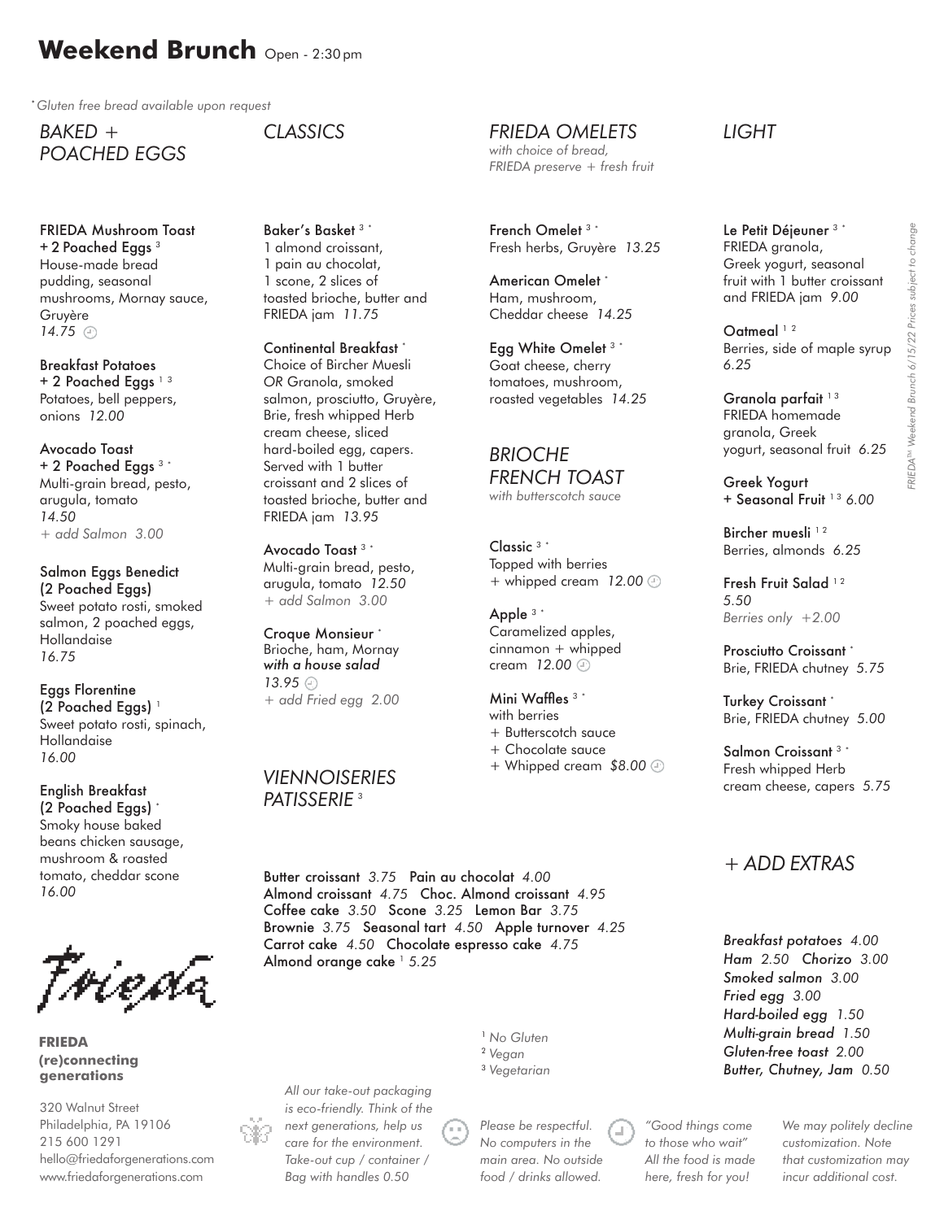# Weekend Brunch Open - 2:30 pm

*\*Gluten free bread available upon request*

## *BAKED + POACHED EGGS*

**FRIEDA Mushroom Toast + 2 Poached Eggs** [3]
House-made bread pudding, seasonal mushrooms, Mornay sauce, Gruyère
*14.75*

**Breakfast Potatoes + 2 Poached Eggs** [1 3]
Potatoes, bell peppers, onions *12.00*

**Avocado Toast + 2 Poached Eggs** [3 *]
Multi-grain bread, pesto, arugula, tomato
*14.50*
*+ add Salmon 3.00*

**Salmon Eggs Benedict (2 Poached Eggs)**
Sweet potato rosti, smoked salmon, 2 poached eggs, Hollandaise
*16.75*

**Eggs Florentine (2 Poached Eggs)** [1]
Sweet potato rosti, spinach, Hollandaise
*16.00*

**English Breakfast (2 Poached Eggs)** [*]
Smoky house baked beans chicken sausage, mushroom & roasted tomato, cheddar scone
*16.00*

## *CLASSICS*

**Baker's Basket** [3 *]
1 almond croissant, 1 pain au chocolat, 1 scone, 2 slices of toasted brioche, butter and FRIEDA jam *11.75*

**Continental Breakfast** [*]
Choice of Bircher Muesli *OR* Granola, smoked salmon, prosciutto, Gruyère, Brie, fresh whipped Herb cream cheese, sliced hard-boiled egg, capers. Served with 1 butter croissant and 2 slices of toasted brioche, butter and FRIEDA jam *13.95*

**Avocado Toast** [3 *]
Multi-grain bread, pesto, arugula, tomato *12.50*
*+ add Salmon 3.00*

**Croque Monsieur** [*]
Brioche, ham, Mornay
***with a house salad***
*13.95*
*+ add Fried egg 2.00*

## *VIENNOISERIES PATISSERIE* [3]

**Butter croissant** *3.75* **Pain au chocolat** *4.00*
**Almond croissant** *4.75* **Choc. Almond croissant** *4.95*
**Coffee cake** *3.50* **Scone** *3.25* **Lemon Bar** *3.75*
**Brownie** *3.75* **Seasonal tart** *4.50* **Apple turnover** *4.25*
**Carrot cake** *4.50* **Chocolate espresso cake** *4.75*
**Almond orange cake** [1] *5.25*

## *FRIEDA OMELETS*

*with choice of bread, FRIEDA preserve + fresh fruit*

**French Omelet** [3 *]
Fresh herbs, Gruyère *13.25*

**American Omelet** [*]
Ham, mushroom, Cheddar cheese *14.25*

**Egg White Omelet** [3 *]
Goat cheese, cherry tomatoes, mushroom, roasted vegetables *14.25*

## *BRIOCHE FRENCH TOAST*

*with butterscotch sauce*

**Classic** [3 *]
Topped with berries + whipped cream *12.00*

**Apple** [3 *]
Caramelized apples, cinnamon + whipped cream *12.00*

**Mini Waffles** [3 *]
with berries
+ Butterscotch sauce
+ Chocolate sauce
+ Whipped cream *$8.00*

## *LIGHT*

**Le Petit Déjeuner** [3 *]
FRIEDA granola, Greek yogurt, seasonal fruit with 1 butter croissant and FRIEDA jam *9.00*

**Oatmeal** [1 2]
Berries, side of maple syrup
*6.25*

**Granola parfait** [1 3]
FRIEDA homemade granola, Greek yogurt, seasonal fruit *6.25*

**Greek Yogurt + Seasonal Fruit** [1 3] *6.00*

**Bircher muesli** [1 2]
Berries, almonds *6.25*

**Fresh Fruit Salad** [1 2]
*5.50*
*Berries only +2.00*

**Prosciutto Croissant** [*]
Brie, FRIEDA chutney *5.75*

**Turkey Croissant** [*]
Brie, FRIEDA chutney *5.00*

**Salmon Croissant** [3 *]
Fresh whipped Herb cream cheese, capers *5.75*

## *+ ADD EXTRAS*

***Breakfast potatoes** 4.00*
***Ham** 2.50 **Chorizo** 3.00*
***Smoked salmon** 3.00*
***Fried egg** 3.00*
***Hard-boiled egg** 1.50*
***Multi-grain bread** 1.50*
***Gluten-free toast** 2.00*
***Butter, Chutney, Jam** 0.50*

*[1] No Gluten*
*[2] Vegan*
*[3] Vegetarian*

FRIEDA™ Weekend Brunch 6/15/22 Prices subject to change

Frieda

**FRIEDA**
**(re)connecting generations**

320 Walnut Street
Philadelphia, PA 19106
215 600 1291
hello@friedaforgenerations.com
www.friedaforgenerations.com

*All our take-out packaging is eco-friendly. Think of the next generations, help us care for the environment. Take-out cup / container / Bag with handles 0.50*

*Please be respectful. No computers in the main area. No outside food / drinks allowed.*

*"Good things come to those who wait" All the food is made here, fresh for you!*

*We may politely decline customization. Note that customization may incur additional cost.*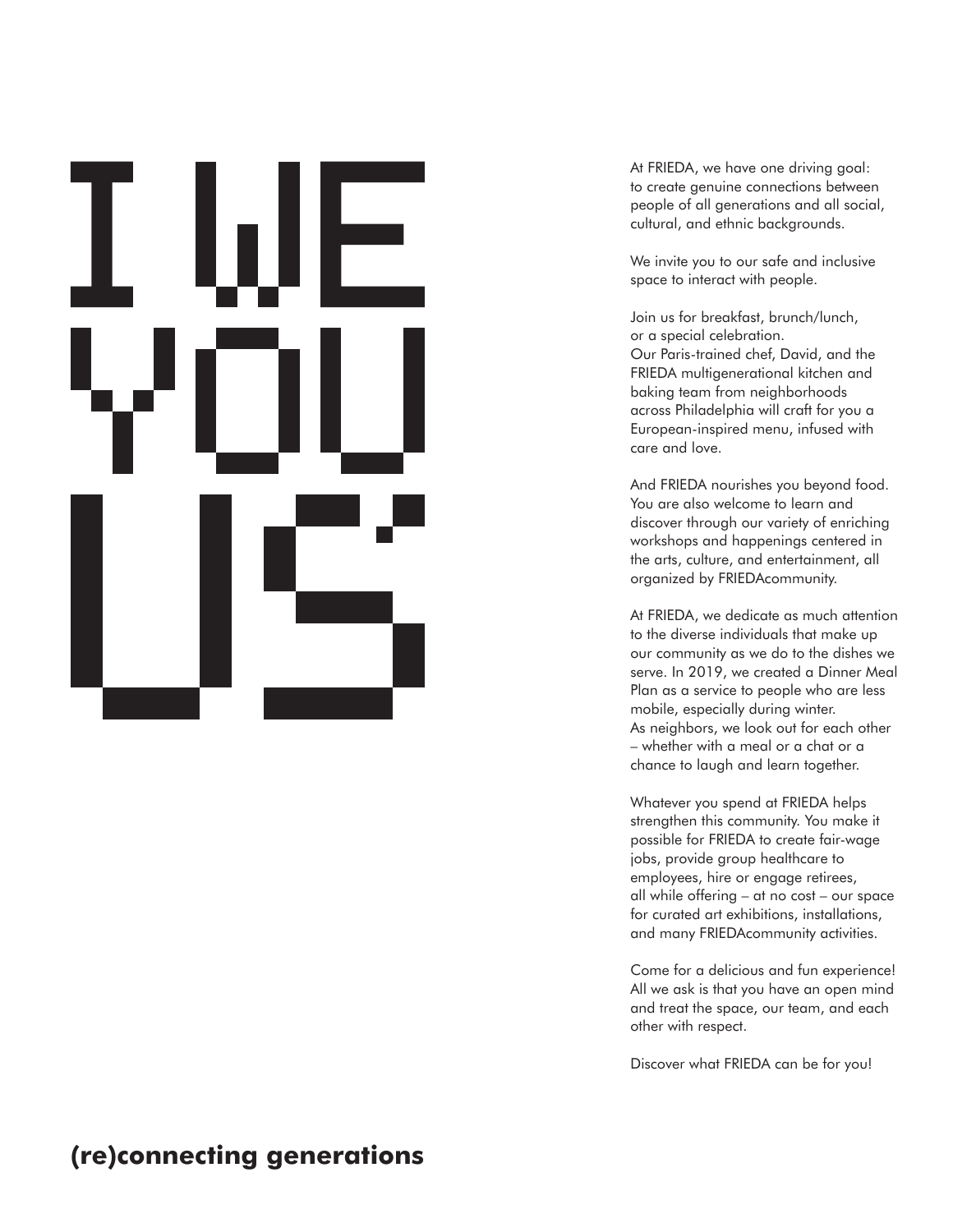# I WE YOU US

At FRIEDA, we have one driving goal: to create genuine connections between people of all generations and all social, cultural, and ethnic backgrounds.

We invite you to our safe and inclusive space to interact with people.

Join us for breakfast, brunch/lunch, or a special celebration.
Our Paris-trained chef, David, and the FRIEDA multigenerational kitchen and baking team from neighborhoods across Philadelphia will craft for you a European-inspired menu, infused with care and love.

And FRIEDA nourishes you beyond food. You are also welcome to learn and discover through our variety of enriching workshops and happenings centered in the arts, culture, and entertainment, all organized by FRIEDAcommunity.

At FRIEDA, we dedicate as much attention to the diverse individuals that make up our community as we do to the dishes we serve. In 2019, we created a Dinner Meal Plan as a service to people who are less mobile, especially during winter.
As neighbors, we look out for each other – whether with a meal or a chat or a chance to laugh and learn together.

Whatever you spend at FRIEDA helps strengthen this community. You make it possible for FRIEDA to create fair-wage jobs, provide group healthcare to employees, hire or engage retirees, all while offering – at no cost – our space for curated art exhibitions, installations, and many FRIEDAcommunity activities.

Come for a delicious and fun experience! All we ask is that you have an open mind and treat the space, our team, and each other with respect.

Discover what FRIEDA can be for you!

**(re)connecting generations**